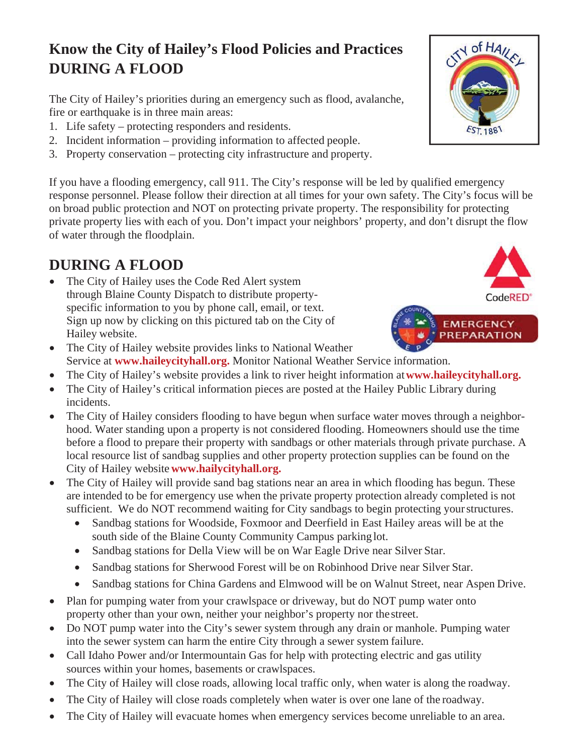# Know the City of Hailey's Flood Policies and Practices DURING A FLOOD

The City of Hailey's priorities during an emergency such as flood, avalanche, fire or earthquake is in three main areas:

1. Life safety – protecting responders and residents.
2. Incident information – providing information to affected people.
3. Property conservation – protecting city infrastructure and property.

If you have a flooding emergency, call 911. The City's response will be led by qualified emergency response personnel. Please follow their direction at all times for your own safety. The City's focus will be on broad public protection and NOT on protecting private property. The responsibility for protecting private property lies with each of you. Don't impact your neighbors' property, and don't disrupt the flow of water through the floodplain.

## DURING A FLOOD

- The City of Hailey uses the Code Red Alert system through Blaine County Dispatch to distribute property-specific information to you by phone call, email, or text. Sign up now by clicking on this pictured tab on the City of Hailey website.
- The City of Hailey website provides links to National Weather Service at **www.haileycityhall.org.** Monitor National Weather Service information.
- The City of Hailey's website provides a link to river height information at **www.haileycityhall.org.**
- The City of Hailey's critical information pieces are posted at the Hailey Public Library during incidents.
- The City of Hailey considers flooding to have begun when surface water moves through a neighborhood. Water standing upon a property is not considered flooding. Homeowners should use the time before a flood to prepare their property with sandbags or other materials through private purchase. A local resource list of sandbag supplies and other property protection supplies can be found on the City of Hailey website **www.hailycityhall.org.**
- The City of Hailey will provide sand bag stations near an area in which flooding has begun. These are intended to be for emergency use when the private property protection already completed is not sufficient. We do NOT recommend waiting for City sandbags to begin protecting your structures.
  - Sandbag stations for Woodside, Foxmoor and Deerfield in East Hailey areas will be at the south side of the Blaine County Community Campus parking lot.
  - Sandbag stations for Della View will be on War Eagle Drive near Silver Star.
  - Sandbag stations for Sherwood Forest will be on Robinhood Drive near Silver Star.
  - Sandbag stations for China Gardens and Elmwood will be on Walnut Street, near Aspen Drive.
- Plan for pumping water from your crawlspace or driveway, but do NOT pump water onto property other than your own, neither your neighbor's property nor the street.
- Do NOT pump water into the City's sewer system through any drain or manhole. Pumping water into the sewer system can harm the entire City through a sewer system failure.
- Call Idaho Power and/or Intermountain Gas for help with protecting electric and gas utility sources within your homes, basements or crawlspaces.
- The City of Hailey will close roads, allowing local traffic only, when water is along the roadway.
- The City of Hailey will close roads completely when water is over one lane of the roadway.
- The City of Hailey will evacuate homes when emergency services become unreliable to an area.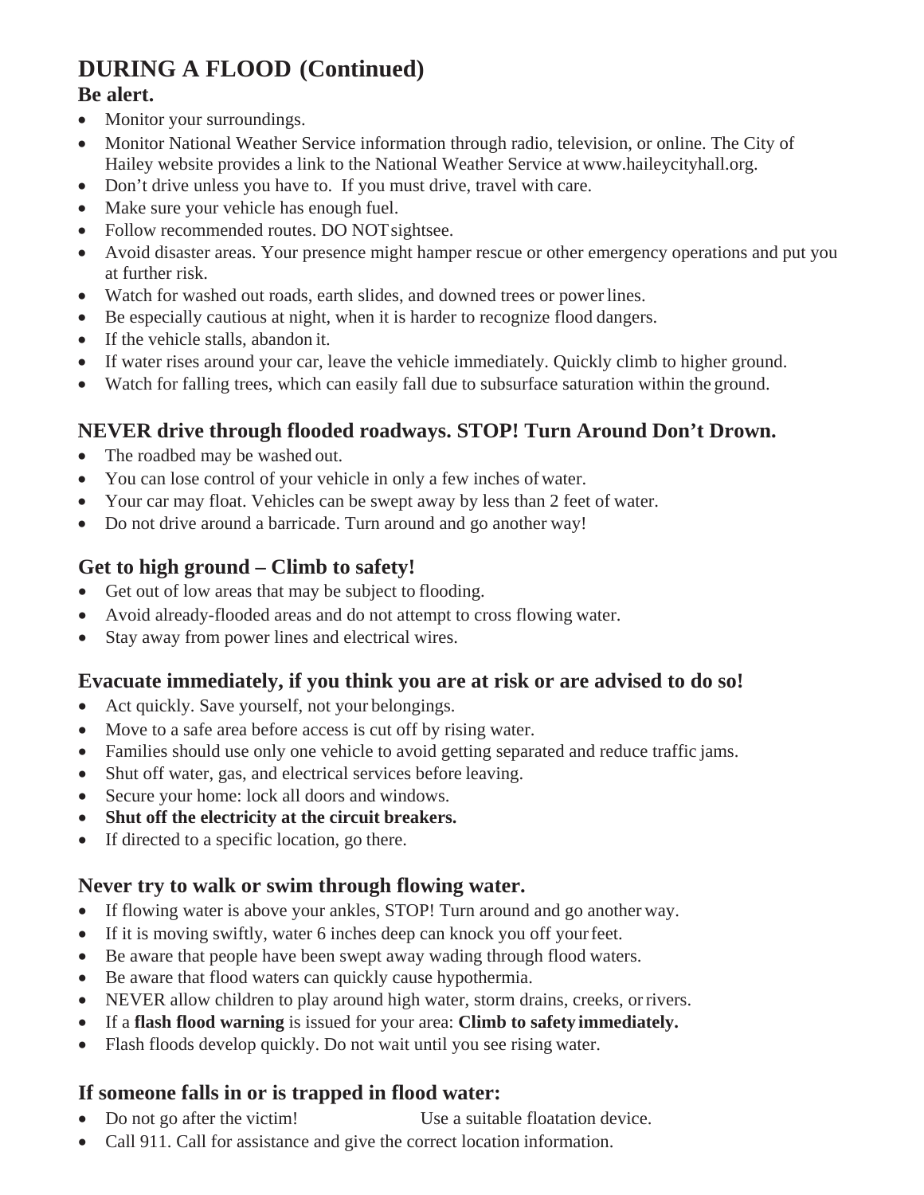# DURING A FLOOD (Continued)

## Be alert.

- Monitor your surroundings.
- Monitor National Weather Service information through radio, television, or online. The City of Hailey website provides a link to the National Weather Service at www.haileycityhall.org.
- Don't drive unless you have to. If you must drive, travel with care.
- Make sure your vehicle has enough fuel.
- Follow recommended routes. DO NOT sightsee.
- Avoid disaster areas. Your presence might hamper rescue or other emergency operations and put you at further risk.
- Watch for washed out roads, earth slides, and downed trees or power lines.
- Be especially cautious at night, when it is harder to recognize flood dangers.
- If the vehicle stalls, abandon it.
- If water rises around your car, leave the vehicle immediately. Quickly climb to higher ground.
- Watch for falling trees, which can easily fall due to subsurface saturation within the ground.

## NEVER drive through flooded roadways. STOP! Turn Around Don't Drown.

- The roadbed may be washed out.
- You can lose control of your vehicle in only a few inches of water.
- Your car may float. Vehicles can be swept away by less than 2 feet of water.
- Do not drive around a barricade. Turn around and go another way!

## Get to high ground – Climb to safety!

- Get out of low areas that may be subject to flooding.
- Avoid already-flooded areas and do not attempt to cross flowing water.
- Stay away from power lines and electrical wires.

## Evacuate immediately, if you think you are at risk or are advised to do so!

- Act quickly. Save yourself, not your belongings.
- Move to a safe area before access is cut off by rising water.
- Families should use only one vehicle to avoid getting separated and reduce traffic jams.
- Shut off water, gas, and electrical services before leaving.
- Secure your home: lock all doors and windows.
- **Shut off the electricity at the circuit breakers.**
- If directed to a specific location, go there.

## Never try to walk or swim through flowing water.

- If flowing water is above your ankles, STOP! Turn around and go another way.
- If it is moving swiftly, water 6 inches deep can knock you off your feet.
- Be aware that people have been swept away wading through flood waters.
- Be aware that flood waters can quickly cause hypothermia.
- NEVER allow children to play around high water, storm drains, creeks, or rivers.
- If a **flash flood warning** is issued for your area: **Climb to safety immediately.**
- Flash floods develop quickly. Do not wait until you see rising water.

## If someone falls in or is trapped in flood water:

- Do not go after the victim! Use a suitable floatation device.
- Call 911. Call for assistance and give the correct location information.